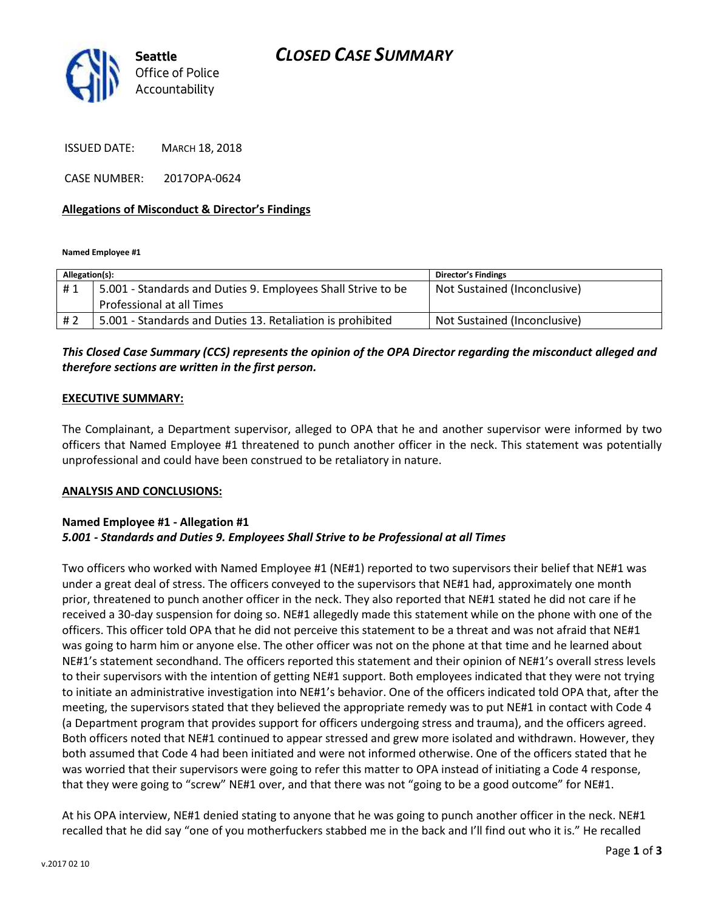Seattle Office of Police Accountability

# CLOSED CASE SUMMARY

ISSUED DATE: MARCH 18, 2018

CASE NUMBER: 2017OPA-0624

## Allegations of Misconduct & Director's Findings

**Named Employee #1**

| Allegation(s): | | Director's Findings |
|---|---|---|
| # 1 | 5.001 - Standards and Duties 9. Employees Shall Strive to be Professional at all Times | Not Sustained (Inconclusive) |
| # 2 | 5.001 - Standards and Duties 13. Retaliation is prohibited | Not Sustained (Inconclusive) |

***This Closed Case Summary (CCS) represents the opinion of the OPA Director regarding the misconduct alleged and therefore sections are written in the first person.***

## EXECUTIVE SUMMARY:

The Complainant, a Department supervisor, alleged to OPA that he and another supervisor were informed by two officers that Named Employee #1 threatened to punch another officer in the neck. This statement was potentially unprofessional and could have been construed to be retaliatory in nature.

## ANALYSIS AND CONCLUSIONS:

### Named Employee #1 - Allegation #1
***5.001 - Standards and Duties 9. Employees Shall Strive to be Professional at all Times***

Two officers who worked with Named Employee #1 (NE#1) reported to two supervisors their belief that NE#1 was under a great deal of stress. The officers conveyed to the supervisors that NE#1 had, approximately one month prior, threatened to punch another officer in the neck. They also reported that NE#1 stated he did not care if he received a 30-day suspension for doing so. NE#1 allegedly made this statement while on the phone with one of the officers. This officer told OPA that he did not perceive this statement to be a threat and was not afraid that NE#1 was going to harm him or anyone else. The other officer was not on the phone at that time and he learned about NE#1's statement secondhand. The officers reported this statement and their opinion of NE#1's overall stress levels to their supervisors with the intention of getting NE#1 support. Both employees indicated that they were not trying to initiate an administrative investigation into NE#1's behavior. One of the officers indicated told OPA that, after the meeting, the supervisors stated that they believed the appropriate remedy was to put NE#1 in contact with Code 4 (a Department program that provides support for officers undergoing stress and trauma), and the officers agreed. Both officers noted that NE#1 continued to appear stressed and grew more isolated and withdrawn. However, they both assumed that Code 4 had been initiated and were not informed otherwise. One of the officers stated that he was worried that their supervisors were going to refer this matter to OPA instead of initiating a Code 4 response, that they were going to "screw" NE#1 over, and that there was not "going to be a good outcome" for NE#1.

At his OPA interview, NE#1 denied stating to anyone that he was going to punch another officer in the neck. NE#1 recalled that he did say "one of you motherfuckers stabbed me in the back and I'll find out who it is." He recalled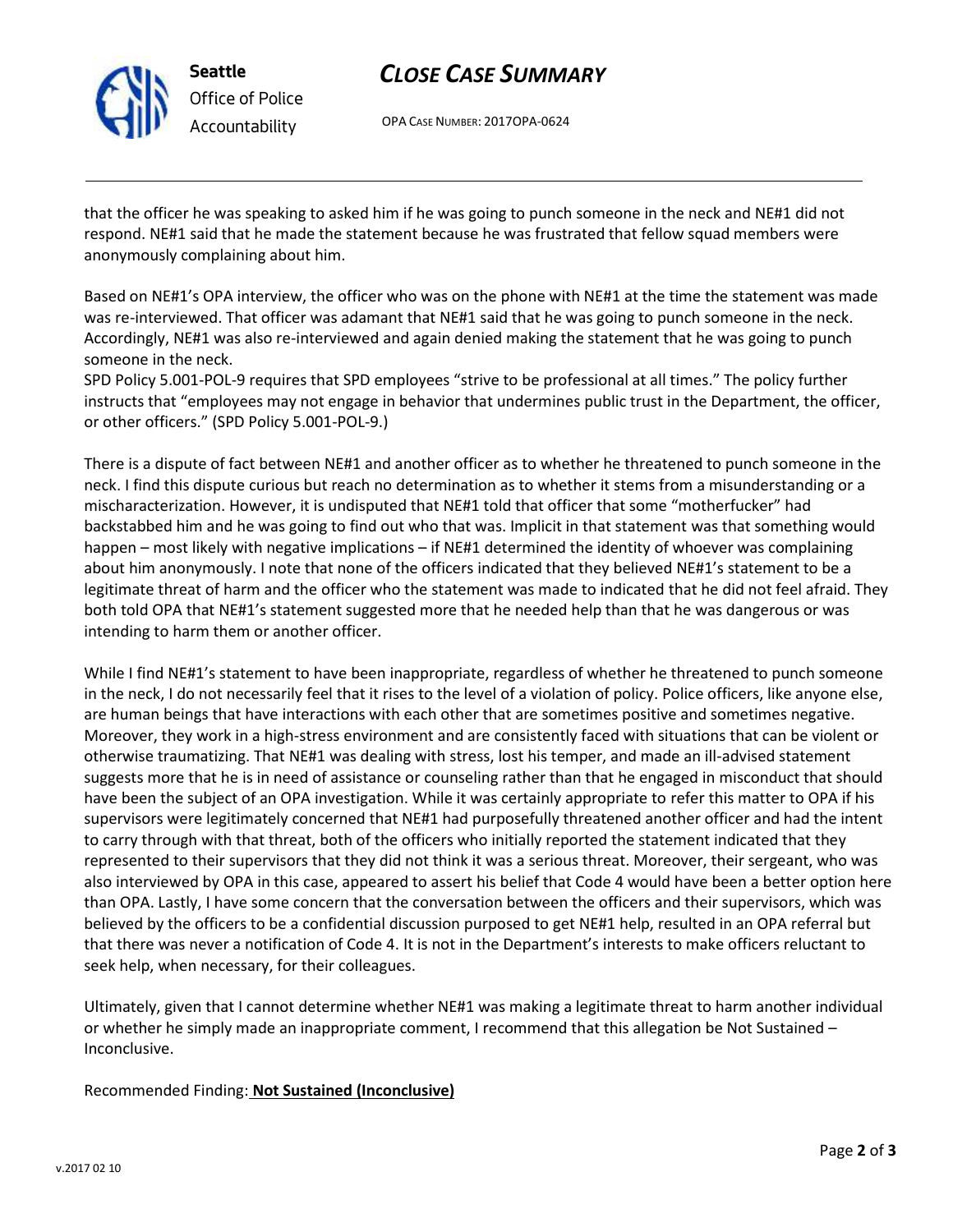that the officer he was speaking to asked him if he was going to punch someone in the neck and NE#1 did not respond. NE#1 said that he made the statement because he was frustrated that fellow squad members were anonymously complaining about him.

Based on NE#1's OPA interview, the officer who was on the phone with NE#1 at the time the statement was made was re-interviewed. That officer was adamant that NE#1 said that he was going to punch someone in the neck. Accordingly, NE#1 was also re-interviewed and again denied making the statement that he was going to punch someone in the neck.

SPD Policy 5.001-POL-9 requires that SPD employees "strive to be professional at all times." The policy further instructs that "employees may not engage in behavior that undermines public trust in the Department, the officer, or other officers." (SPD Policy 5.001-POL-9.)

There is a dispute of fact between NE#1 and another officer as to whether he threatened to punch someone in the neck. I find this dispute curious but reach no determination as to whether it stems from a misunderstanding or a mischaracterization. However, it is undisputed that NE#1 told that officer that some "motherfucker" had backstabbed him and he was going to find out who that was. Implicit in that statement was that something would happen – most likely with negative implications – if NE#1 determined the identity of whoever was complaining about him anonymously. I note that none of the officers indicated that they believed NE#1's statement to be a legitimate threat of harm and the officer who the statement was made to indicated that he did not feel afraid. They both told OPA that NE#1's statement suggested more that he needed help than that he was dangerous or was intending to harm them or another officer.

While I find NE#1's statement to have been inappropriate, regardless of whether he threatened to punch someone in the neck, I do not necessarily feel that it rises to the level of a violation of policy. Police officers, like anyone else, are human beings that have interactions with each other that are sometimes positive and sometimes negative. Moreover, they work in a high-stress environment and are consistently faced with situations that can be violent or otherwise traumatizing. That NE#1 was dealing with stress, lost his temper, and made an ill-advised statement suggests more that he is in need of assistance or counseling rather than that he engaged in misconduct that should have been the subject of an OPA investigation. While it was certainly appropriate to refer this matter to OPA if his supervisors were legitimately concerned that NE#1 had purposefully threatened another officer and had the intent to carry through with that threat, both of the officers who initially reported the statement indicated that they represented to their supervisors that they did not think it was a serious threat. Moreover, their sergeant, who was also interviewed by OPA in this case, appeared to assert his belief that Code 4 would have been a better option here than OPA. Lastly, I have some concern that the conversation between the officers and their supervisors, which was believed by the officers to be a confidential discussion purposed to get NE#1 help, resulted in an OPA referral but that there was never a notification of Code 4. It is not in the Department's interests to make officers reluctant to seek help, when necessary, for their colleagues.

Ultimately, given that I cannot determine whether NE#1 was making a legitimate threat to harm another individual or whether he simply made an inappropriate comment, I recommend that this allegation be Not Sustained – Inconclusive.

Recommended Finding: **Not Sustained (Inconclusive)**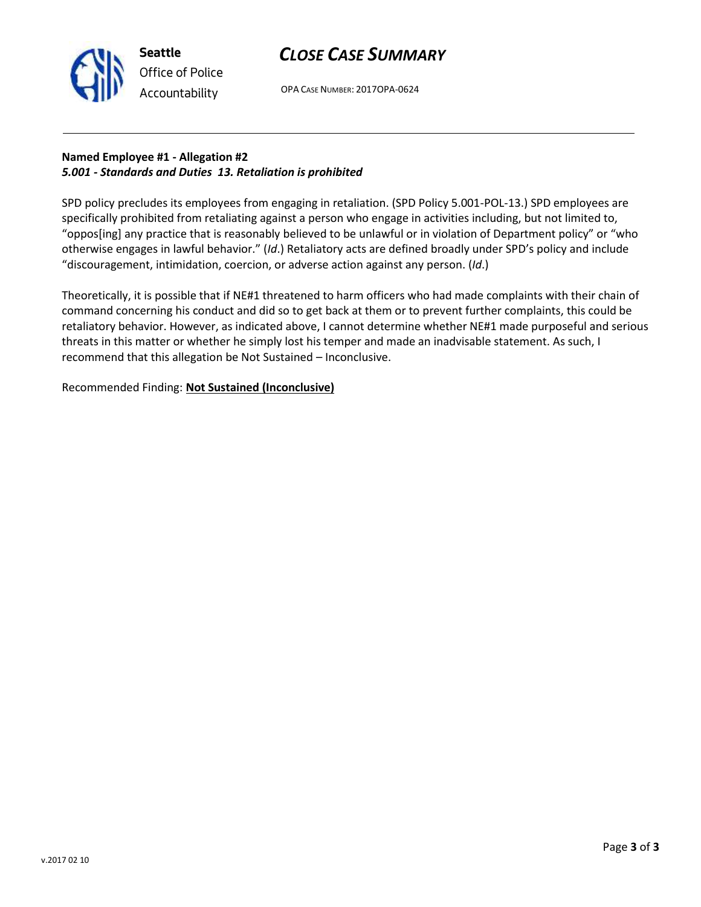**Named Employee #1 - Allegation #2**
***5.001 - Standards and Duties 13. Retaliation is prohibited***

SPD policy precludes its employees from engaging in retaliation. (SPD Policy 5.001-POL-13.) SPD employees are specifically prohibited from retaliating against a person who engage in activities including, but not limited to, "oppos[ing] any practice that is reasonably believed to be unlawful or in violation of Department policy" or "who otherwise engages in lawful behavior." (*Id*.) Retaliatory acts are defined broadly under SPD's policy and include "discouragement, intimidation, coercion, or adverse action against any person. (*Id*.)

Theoretically, it is possible that if NE#1 threatened to harm officers who had made complaints with their chain of command concerning his conduct and did so to get back at them or to prevent further complaints, this could be retaliatory behavior. However, as indicated above, I cannot determine whether NE#1 made purposeful and serious threats in this matter or whether he simply lost his temper and made an inadvisable statement. As such, I recommend that this allegation be Not Sustained – Inconclusive.

Recommended Finding: **Not Sustained (Inconclusive)**